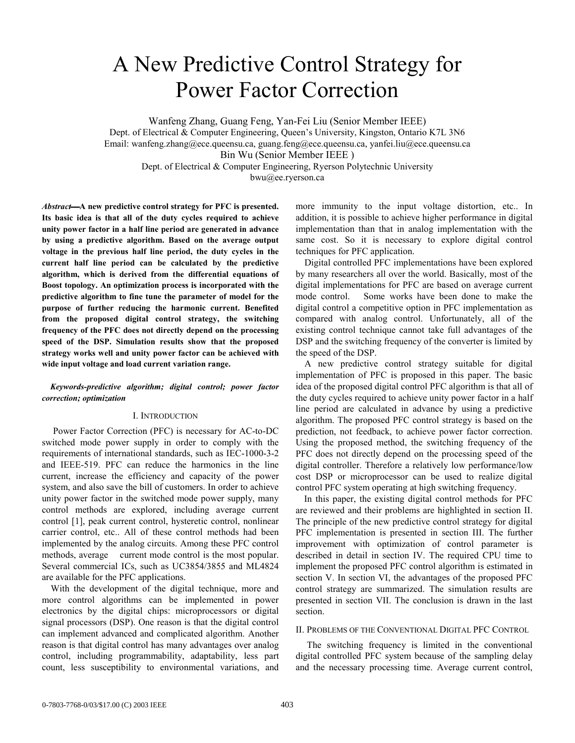# A New Predictive Control Strategy for Power Factor Correction

Wanfeng Zhang, Guang Feng, Yan-Fei Liu (Senior Member IEEE)
Dept. of Electrical & Computer Engineering, Queen's University, Kingston, Ontario K7L 3N6
Email: wanfeng.zhang@ece.queensu.ca, guang.feng@ece.queensu.ca, yanfei.liu@ece.queensu.ca
Bin Wu (Senior Member IEEE )
Dept. of Electrical & Computer Engineering, Ryerson Polytechnic University
bwu@ee.ryerson.ca

***Abstract*—A new predictive control strategy for PFC is presented. Its basic idea is that all of the duty cycles required to achieve unity power factor in a half line period are generated in advance by using a predictive algorithm. Based on the average output voltage in the previous half line period, the duty cycles in the current half line period can be calculated by the predictive algorithm, which is derived from the differential equations of Boost topology. An optimization process is incorporated with the predictive algorithm to fine tune the parameter of model for the purpose of further reducing the harmonic current. Benefited from the proposed digital control strategy, the switching frequency of the PFC does not directly depend on the processing speed of the DSP. Simulation results show that the proposed strategy works well and unity power factor can be achieved with wide input voltage and load current variation range.**

***Keywords-predictive algorithm; digital control; power factor correction; optimization***

## I. INTRODUCTION

Power Factor Correction (PFC) is necessary for AC-to-DC switched mode power supply in order to comply with the requirements of international standards, such as IEC-1000-3-2 and IEEE-519. PFC can reduce the harmonics in the line current, increase the efficiency and capacity of the power system, and also save the bill of customers. In order to achieve unity power factor in the switched mode power supply, many control methods are explored, including average current control [1], peak current control, hysteretic control, nonlinear carrier control, etc.. All of these control methods had been implemented by the analog circuits. Among these PFC control methods, average current mode control is the most popular. Several commercial ICs, such as UC3854/3855 and ML4824 are available for the PFC applications.

With the development of the digital technique, more and more control algorithms can be implemented in power electronics by the digital chips: microprocessors or digital signal processors (DSP). One reason is that the digital control can implement advanced and complicated algorithm. Another reason is that digital control has many advantages over analog control, including programmability, adaptability, less part count, less susceptibility to environmental variations, and more immunity to the input voltage distortion, etc.. In addition, it is possible to achieve higher performance in digital implementation than that in analog implementation with the same cost. So it is necessary to explore digital control techniques for PFC application.

Digital controlled PFC implementations have been explored by many researchers all over the world. Basically, most of the digital implementations for PFC are based on average current mode control. Some works have been done to make the digital control a competitive option in PFC implementation as compared with analog control. Unfortunately, all of the existing control technique cannot take full advantages of the DSP and the switching frequency of the converter is limited by the speed of the DSP.

A new predictive control strategy suitable for digital implementation of PFC is proposed in this paper. The basic idea of the proposed digital control PFC algorithm is that all of the duty cycles required to achieve unity power factor in a half line period are calculated in advance by using a predictive algorithm. The proposed PFC control strategy is based on the prediction, not feedback, to achieve power factor correction. Using the proposed method, the switching frequency of the PFC does not directly depend on the processing speed of the digital controller. Therefore a relatively low performance/low cost DSP or microprocessor can be used to realize digital control PFC system operating at high switching frequency.

In this paper, the existing digital control methods for PFC are reviewed and their problems are highlighted in section II. The principle of the new predictive control strategy for digital PFC implementation is presented in section III. The further improvement with optimization of control parameter is described in detail in section IV. The required CPU time to implement the proposed PFC control algorithm is estimated in section V. In section VI, the advantages of the proposed PFC control strategy are summarized. The simulation results are presented in section VII. The conclusion is drawn in the last section.

## II. PROBLEMS OF THE CONVENTIONAL DIGITAL PFC CONTROL

The switching frequency is limited in the conventional digital controlled PFC system because of the sampling delay and the necessary processing time. Average current control,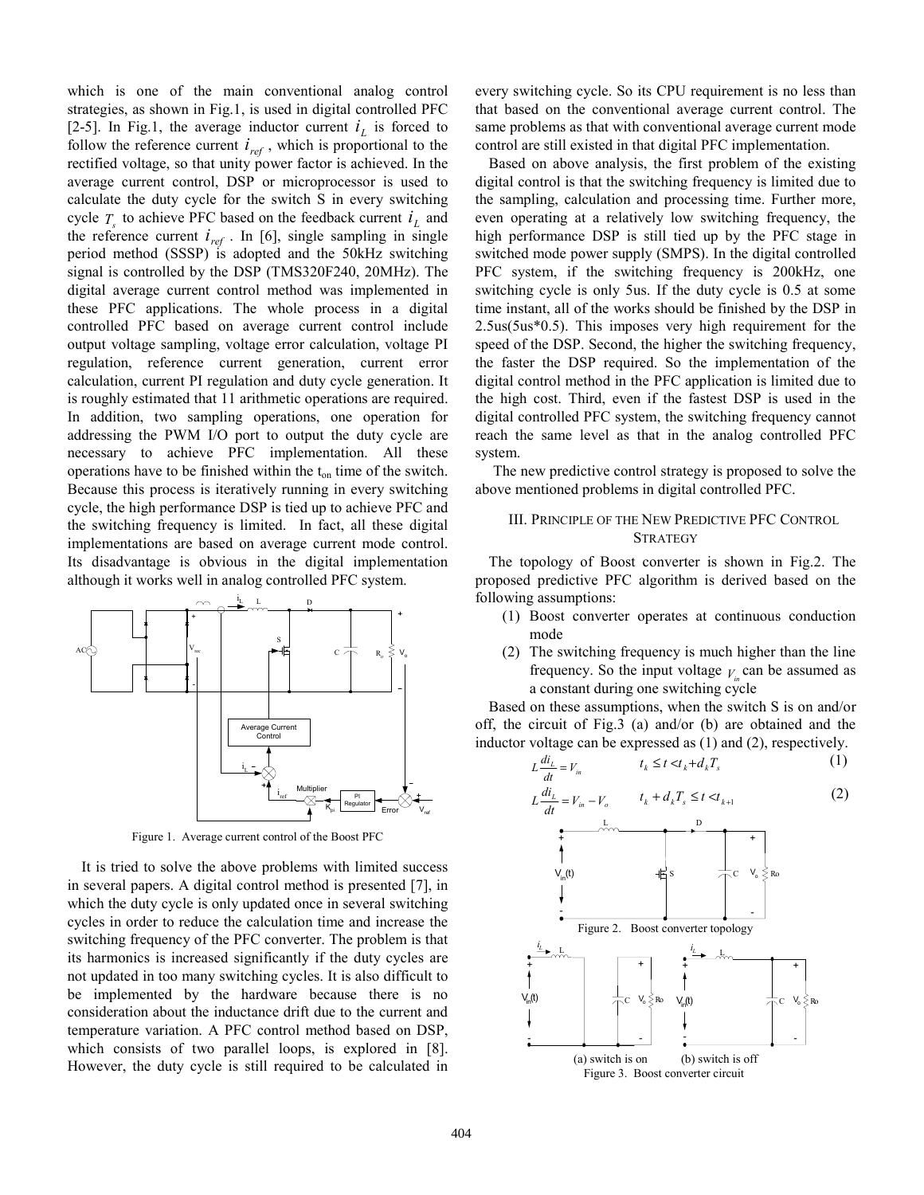which is one of the main conventional analog control strategies, as shown in Fig.1, is used in digital controlled PFC [2-5]. In Fig.1, the average inductor current $i_L$ is forced to follow the reference current $i_{ref}$, which is proportional to the rectified voltage, so that unity power factor is achieved. In the average current control, DSP or microprocessor is used to calculate the duty cycle for the switch S in every switching cycle $T_s$ to achieve PFC based on the feedback current $i_L$ and the reference current $i_{ref}$. In [6], single sampling in single period method (SSSP) is adopted and the 50kHz switching signal is controlled by the DSP (TMS320F240, 20MHz). The digital average current control method was implemented in these PFC applications. The whole process in a digital controlled PFC based on average current control include output voltage sampling, voltage error calculation, voltage PI regulation, reference current generation, current error calculation, current PI regulation and duty cycle generation. It is roughly estimated that 11 arithmetic operations are required. In addition, two sampling operations, one operation for addressing the PWM I/O port to output the duty cycle are necessary to achieve PFC implementation. All these operations have to be finished within the $t_{on}$ time of the switch. Because this process is iteratively running in every switching cycle, the high performance DSP is tied up to achieve PFC and the switching frequency is limited. In fact, all these digital implementations are based on average current mode control. Its disadvantage is obvious in the digital implementation although it works well in analog controlled PFC system.

Figure 1. Average current control of the Boost PFC

It is tried to solve the above problems with limited success in several papers. A digital control method is presented [7], in which the duty cycle is only updated once in several switching cycles in order to reduce the calculation time and increase the switching frequency of the PFC converter. The problem is that its harmonics is increased significantly if the duty cycles are not updated in too many switching cycles. It is also difficult to be implemented by the hardware because there is no consideration about the inductance drift due to the current and temperature variation. A PFC control method based on DSP, which consists of two parallel loops, is explored in [8]. However, the duty cycle is still required to be calculated in every switching cycle. So its CPU requirement is no less than that based on the conventional average current control. The same problems as that with conventional average current mode control are still existed in that digital PFC implementation.

Based on above analysis, the first problem of the existing digital control is that the switching frequency is limited due to the sampling, calculation and processing time. Further more, even operating at a relatively low switching frequency, the high performance DSP is still tied up by the PFC stage in switched mode power supply (SMPS). In the digital controlled PFC system, if the switching frequency is 200kHz, one switching cycle is only 5us. If the duty cycle is 0.5 at some time instant, all of the works should be finished by the DSP in 2.5us(5us*0.5). This imposes very high requirement for the speed of the DSP. Second, the higher the switching frequency, the faster the DSP required. So the implementation of the digital control method in the PFC application is limited due to the high cost. Third, even if the fastest DSP is used in the digital controlled PFC system, the switching frequency cannot reach the same level as that in the analog controlled PFC system.

The new predictive control strategy is proposed to solve the above mentioned problems in digital controlled PFC.

## III. Principle of the New Predictive PFC Control Strategy

The topology of Boost converter is shown in Fig.2. The proposed predictive PFC algorithm is derived based on the following assumptions:

(1) Boost converter operates at continuous conduction mode

(2) The switching frequency is much higher than the line frequency. So the input voltage $V_{in}$ can be assumed as a constant during one switching cycle

Based on these assumptions, when the switch S is on and/or off, the circuit of Fig.3 (a) and/or (b) are obtained and the inductor voltage can be expressed as (1) and (2), respectively.

$$L\frac{di_L}{dt} = V_{in} \qquad t_k \le t < t_k + d_k T_s \tag{1}$$

$$L\frac{di_L}{dt} = V_{in} - V_o \qquad t_k + d_k T_s \le t < t_{k+1} \tag{2}$$

Figure 2. Boost converter topology

(a) switch is on (b) switch is off

Figure 3. Boost converter circuit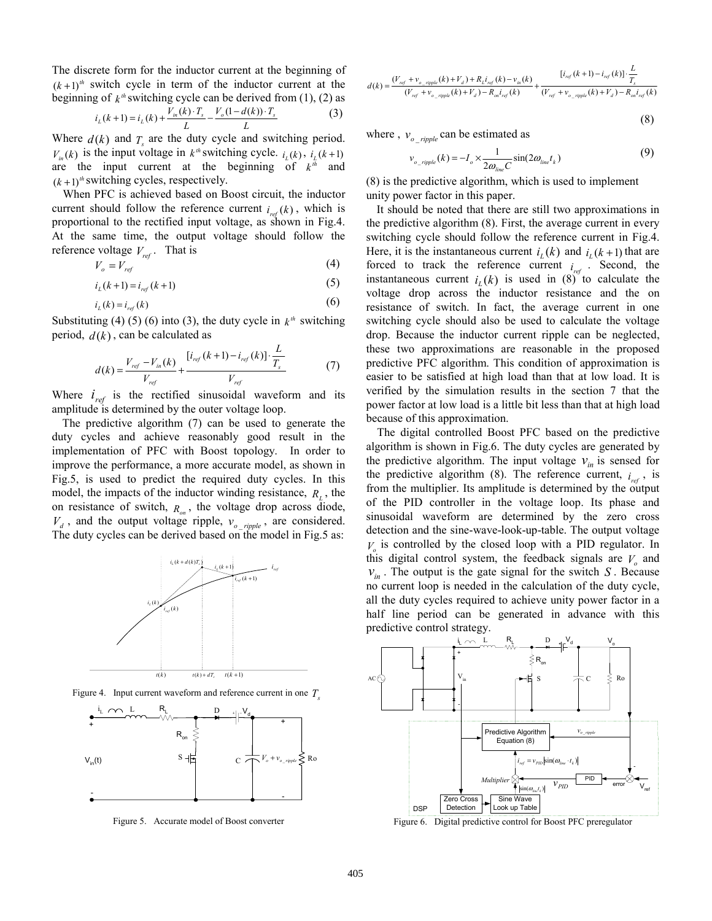The discrete form for the inductor current at the beginning of $(k+1)^{th}$ switch cycle in term of the inductor current at the beginning of $k^{th}$ switching cycle can be derived from (1), (2) as

$$i_L(k+1) = i_L(k) + \frac{V_{in}(k)\cdot T_s}{L} - \frac{V_o(1-d(k))\cdot T_s}{L} \tag{3}$$

Where $d(k)$ and $T_s$ are the duty cycle and switching period. $V_{in}(k)$ is the input voltage in $k^{th}$ switching cycle. $i_L(k)$, $i_L(k+1)$ are the input current at the beginning of $k^{th}$ and $(k+1)^{th}$ switching cycles, respectively.

When PFC is achieved based on Boost circuit, the inductor current should follow the reference current $i_{ref}(k)$, which is proportional to the rectified input voltage, as shown in Fig.4. At the same time, the output voltage should follow the reference voltage $V_{ref}$. That is

$$V_o = V_{ref} \tag{4}$$

$$i_L(k+1) = i_{ref}(k+1) \tag{5}$$

$$i_L(k) = i_{ref}(k) \tag{6}$$

Substituting (4) (5) (6) into (3), the duty cycle in $k^{th}$ switching period, $d(k)$, can be calculated as

$$d(k) = \frac{V_{ref} - V_{in}(k)}{V_{ref}} + \frac{[i_{ref}(k+1) - i_{ref}(k)]\cdot \frac{L}{T_s}}{V_{ref}} \tag{7}$$

Where $i_{ref}$ is the rectified sinusoidal waveform and its amplitude is determined by the outer voltage loop.

The predictive algorithm (7) can be used to generate the duty cycles and achieve reasonably good result in the implementation of PFC with Boost topology. In order to improve the performance, a more accurate model, as shown in Fig.5, is used to predict the required duty cycles. In this model, the impacts of the inductor winding resistance, $R_L$, the on resistance of switch, $R_{on}$, the voltage drop across diode, $V_d$, and the output voltage ripple, $v_{o\_ripple}$, are considered. The duty cycles can be derived based on the model in Fig.5 as:

Figure 4. Input current waveform and reference current in one $T_s$

Figure 5. Accurate model of Boost converter

$$d(k) = \frac{(V_{ref} + v_{o\_ripple}(k) + V_d) + R_L i_{ref}(k) - v_{in}(k)}{(V_{ref} + v_{o\_ripple}(k) + V_d) - R_{on} i_{ref}(k)} + \frac{[i_{ref}(k+1) - i_{ref}(k)]\cdot \frac{L}{T_s}}{(V_{ref} + v_{o\_ripple}(k) + V_d) - R_{on} i_{ref}(k)} \tag{8}$$

where , $v_{o\_ripple}$ can be estimated as

$$v_{o\_ripple}(k) = -I_o \times \frac{1}{2\omega_{line} C}\sin(2\omega_{line} t_k) \tag{9}$$

(8) is the predictive algorithm, which is used to implement unity power factor in this paper.

It should be noted that there are still two approximations in the predictive algorithm (8). First, the average current in every switching cycle should follow the reference current in Fig.4. Here, it is the instantaneous current $i_L(k)$ and $i_L(k+1)$ that are forced to track the reference current $i_{ref}$. Second, the instantaneous current $i_L(k)$ is used in (8) to calculate the voltage drop across the inductor resistance and the on resistance of switch. In fact, the average current in one switching cycle should also be used to calculate the voltage drop. Because the inductor current ripple can be neglected, these two approximations are reasonable in the proposed predictive PFC algorithm. This condition of approximation is easier to be satisfied at high load than that at low load. It is verified by the simulation results in the section 7 that the power factor at low load is a little bit less than that at high load because of this approximation.

The digital controlled Boost PFC based on the predictive algorithm is shown in Fig.6. The duty cycles are generated by the predictive algorithm. The input voltage $v_{in}$ is sensed for the predictive algorithm (8). The reference current, $i_{ref}$, is from the multiplier. Its amplitude is determined by the output of the PID controller in the voltage loop. Its phase and sinusoidal waveform are determined by the zero cross detection and the sine-wave-look-up-table. The output voltage $V_o$ is controlled by the closed loop with a PID regulator. In this digital control system, the feedback signals are $V_o$ and $v_{in}$. The output is the gate signal for the switch $S$. Because no current loop is needed in the calculation of the duty cycle, all the duty cycles required to achieve unity power factor in a half line period can be generated in advance with this predictive control strategy.

Figure 6. Digital predictive control for Boost PFC preregulator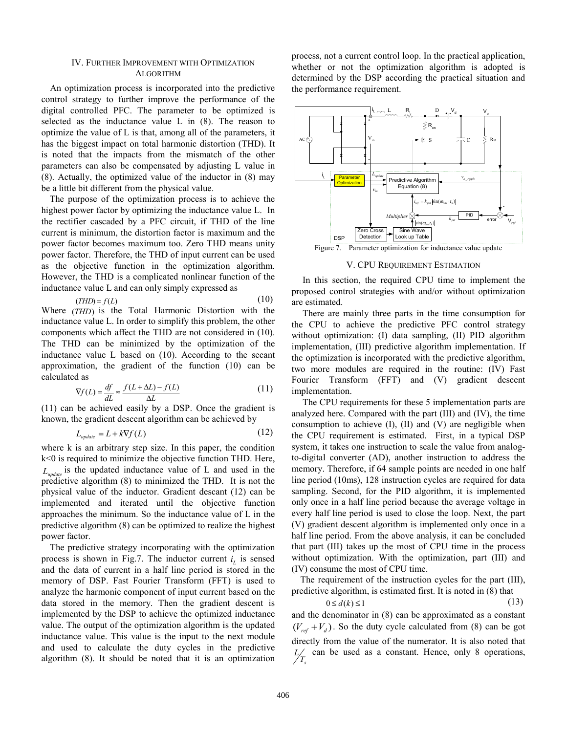## IV. FURTHER IMPROVEMENT WITH OPTIMIZATION ALGORITHM

An optimization process is incorporated into the predictive control strategy to further improve the performance of the digital controlled PFC. The parameter to be optimized is selected as the inductance value L in (8). The reason to optimize the value of L is that, among all of the parameters, it has the biggest impact on total harmonic distortion (THD). It is noted that the impacts from the mismatch of the other parameters can also be compensated by adjusting L value in (8). Actually, the optimized value of the inductor in (8) may be a little bit different from the physical value.

The purpose of the optimization process is to achieve the highest power factor by optimizing the inductance value L. In the rectifier cascaded by a PFC circuit, if THD of the line current is minimum, the distortion factor is maximum and the power factor becomes maximum too. Zero THD means unity power factor. Therefore, the THD of input current can be used as the objective function in the optimization algorithm. However, the THD is a complicated nonlinear function of the inductance value L and can only simply expressed as

$$(THD) = f(L) \tag{10}$$

Where $(THD)$ is the Total Harmonic Distortion with the inductance value L. In order to simplify this problem, the other components which affect the THD are not considered in (10). The THD can be minimized by the optimization of the inductance value L based on (10). According to the secant approximation, the gradient of the function (10) can be calculated as

$$\nabla f(L) = \frac{df}{dL} \approx \frac{f(L+\Delta L) - f(L)}{\Delta L} \tag{11}$$

(11) can be achieved easily by a DSP. Once the gradient is known, the gradient descent algorithm can be achieved by

$$L_{update} = L + k\nabla f(L) \tag{12}$$

where k is an arbitrary step size. In this paper, the condition k<0 is required to minimize the objective function THD. Here, $L_{update}$ is the updated inductance value of L and used in the predictive algorithm (8) to minimized the THD. It is not the physical value of the inductor. Gradient descant (12) can be implemented and iterated until the objective function approaches the minimum. So the inductance value of L in the predictive algorithm (8) can be optimized to realize the highest power factor.

The predictive strategy incorporating with the optimization process is shown in Fig.7. The inductor current $i_L$ is sensed and the data of current in a half line period is stored in the memory of DSP. Fast Fourier Transform (FFT) is used to analyze the harmonic component of input current based on the data stored in the memory. Then the gradient descent is implemented by the DSP to achieve the optimized inductance value. The output of the optimization algorithm is the updated inductance value. This value is the input to the next module and used to calculate the duty cycles in the predictive algorithm (8). It should be noted that it is an optimization process, not a current control loop. In the practical application, whether or not the optimization algorithm is adopted is determined by the DSP according the practical situation and the performance requirement.

Figure 7. Parameter optimization for inductance value update

## V. CPU REQUIREMENT ESTIMATION

In this section, the required CPU time to implement the proposed control strategies with and/or without optimization are estimated.

There are mainly three parts in the time consumption for the CPU to achieve the predictive PFC control strategy without optimization: (I) data sampling, (II) PID algorithm implementation, (III) predictive algorithm implementation. If the optimization is incorporated with the predictive algorithm, two more modules are required in the routine: (IV) Fast Fourier Transform (FFT) and (V) gradient descent implementation.

The CPU requirements for these 5 implementation parts are analyzed here. Compared with the part (III) and (IV), the time consumption to achieve (I), (II) and (V) are negligible when the CPU requirement is estimated. First, in a typical DSP system, it takes one instruction to scale the value from analog-to-digital converter (AD), another instruction to address the memory. Therefore, if 64 sample points are needed in one half line period (10ms), 128 instruction cycles are required for data sampling. Second, for the PID algorithm, it is implemented only once in a half line period because the average voltage in every half line period is used to close the loop. Next, the part (V) gradient descent algorithm is implemented only once in a half line period. From the above analysis, it can be concluded that part (III) takes up the most of CPU time in the process without optimization. With the optimization, part (III) and (IV) consume the most of CPU time.

The requirement of the instruction cycles for the part (III), predictive algorithm, is estimated first. It is noted in (8) that

$$0 \le d(k) \le 1 \tag{13}$$

and the denominator in (8) can be approximated as a constant $(V_{ref} + V_d)$. So the duty cycle calculated from (8) can be got directly from the value of the numerator. It is also noted that $L/T_s$ can be used as a constant. Hence, only 8 operations,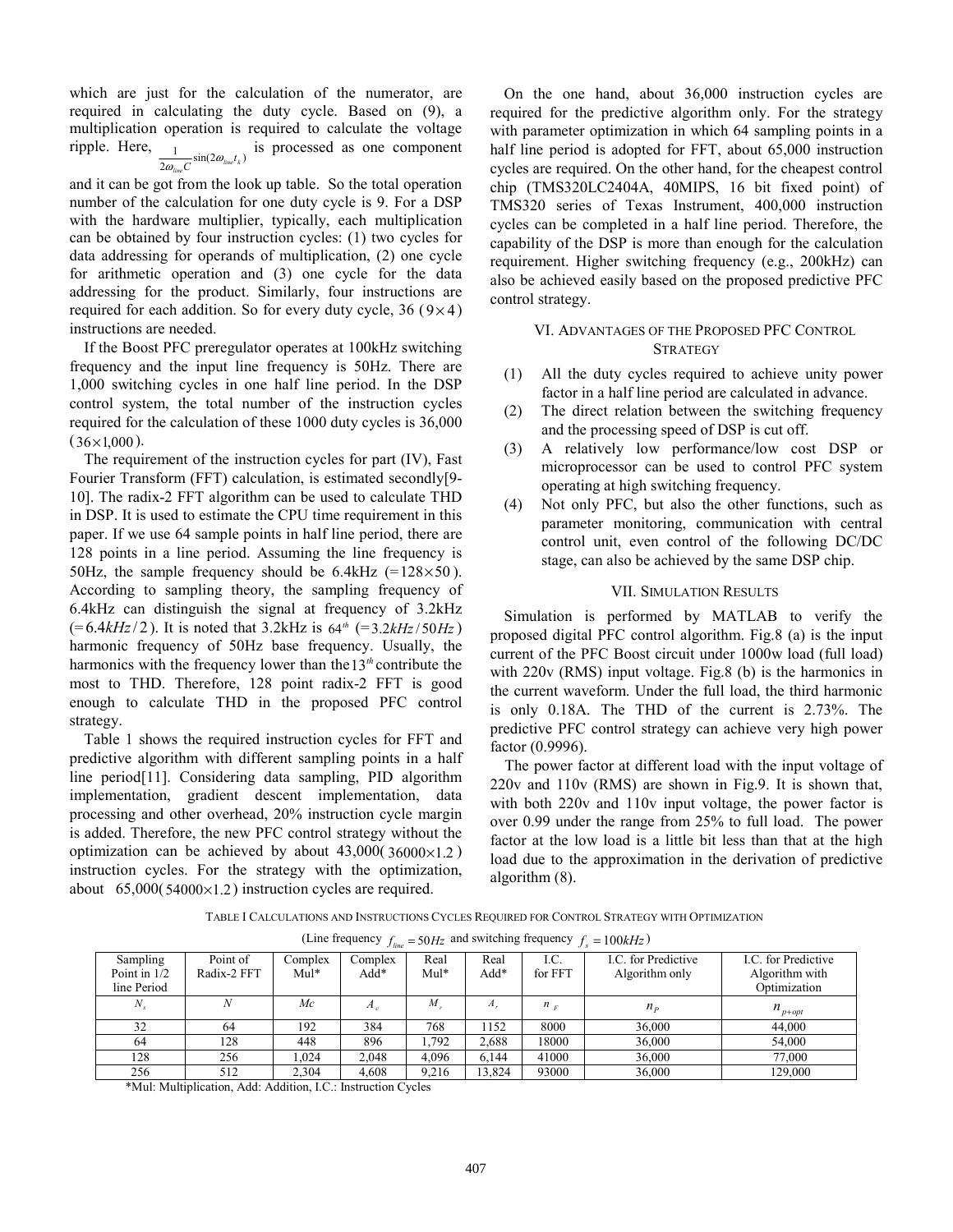which are just for the calculation of the numerator, are required in calculating the duty cycle. Based on (9), a multiplication operation is required to calculate the voltage ripple. Here, $\frac{1}{2\omega_{line}C}\sin(2\omega_{line}t_k)$ is processed as one component and it can be got from the look up table. So the total operation number of the calculation for one duty cycle is 9. For a DSP with the hardware multiplier, typically, each multiplication can be obtained by four instruction cycles: (1) two cycles for data addressing for operands of multiplication, (2) one cycle for arithmetic operation and (3) one cycle for the data addressing for the product. Similarly, four instructions are required for each addition. So for every duty cycle, 36 ($9\times4$) instructions are needed.

If the Boost PFC preregulator operates at 100kHz switching frequency and the input line frequency is 50Hz. There are 1,000 switching cycles in one half line period. In the DSP control system, the total number of the instruction cycles required for the calculation of these 1000 duty cycles is 36,000 ($36\times1{,}000$).

The requirement of the instruction cycles for part (IV), Fast Fourier Transform (FFT) calculation, is estimated secondly[9-10]. The radix-2 FFT algorithm can be used to calculate THD in DSP. It is used to estimate the CPU time requirement in this paper. If we use 64 sample points in half line period, there are 128 points in a line period. Assuming the line frequency is 50Hz, the sample frequency should be 6.4kHz ($=128\times50$). According to sampling theory, the sampling frequency of 6.4kHz can distinguish the signal at frequency of 3.2kHz ($=6.4kHz/2$). It is noted that 3.2kHz is $64^{th}$ ($=3.2kHz/50Hz$) harmonic frequency of 50Hz base frequency. Usually, the harmonics with the frequency lower than the $13^{th}$ contribute the most to THD. Therefore, 128 point radix-2 FFT is good enough to calculate THD in the proposed PFC control strategy.

Table 1 shows the required instruction cycles for FFT and predictive algorithm with different sampling points in a half line period[11]. Considering data sampling, PID algorithm implementation, gradient descent implementation, data processing and other overhead, 20% instruction cycle margin is added. Therefore, the new PFC control strategy without the optimization can be achieved by about 43,000($36000\times1.2$) instruction cycles. For the strategy with the optimization, about 65,000($54000\times1.2$) instruction cycles are required.

On the one hand, about 36,000 instruction cycles are required for the predictive algorithm only. For the strategy with parameter optimization in which 64 sampling points in a half line period is adopted for FFT, about 65,000 instruction cycles are required. On the other hand, for the cheapest control chip (TMS320LC2404A, 40MIPS, 16 bit fixed point) of TMS320 series of Texas Instrument, 400,000 instruction cycles can be completed in a half line period. Therefore, the capability of the DSP is more than enough for the calculation requirement. Higher switching frequency (e.g., 200kHz) can also be achieved easily based on the proposed predictive PFC control strategy.

## VI. Advantages of the Proposed PFC Control Strategy

(1) All the duty cycles required to achieve unity power factor in a half line period are calculated in advance.

(2) The direct relation between the switching frequency and the processing speed of DSP is cut off.

(3) A relatively low performance/low cost DSP or microprocessor can be used to control PFC system operating at high switching frequency.

(4) Not only PFC, but also the other functions, such as parameter monitoring, communication with central control unit, even control of the following DC/DC stage, can also be achieved by the same DSP chip.

## VII. Simulation Results

Simulation is performed by MATLAB to verify the proposed digital PFC control algorithm. Fig.8 (a) is the input current of the PFC Boost circuit under 1000w load (full load) with 220v (RMS) input voltage. Fig.8 (b) is the harmonics in the current waveform. Under the full load, the third harmonic is only 0.18A. The THD of the current is 2.73%. The predictive PFC control strategy can achieve very high power factor (0.9996).

The power factor at different load with the input voltage of 220v and 110v (RMS) are shown in Fig.9. It is shown that, with both 220v and 110v input voltage, the power factor is over 0.99 under the range from 25% to full load. The power factor at the low load is a little bit less than that at the high load due to the approximation in the derivation of predictive algorithm (8).

TABLE I Calculations and Instructions Cycles Required for Control Strategy with Optimization

(Line frequency $f_{line}=50Hz$ and switching frequency $f_s=100kHz$)

| Sampling Point in 1/2 line Period | Point of Radix-2 FFT | Complex Mul* | Complex Add* | Real Mul* | Real Add* | I.C. for FFT | I.C. for Predictive Algorithm only | I.C. for Predictive Algorithm with Optimization |
|---|---|---|---|---|---|---|---|---|
| $N_s$ | $N$ | $Mc$ | $A_c$ | $M_r$ | $A_r$ | $n_F$ | $n_P$ | $n_{p+opt}$ |
| 32 | 64 | 192 | 384 | 768 | 1152 | 8000 | 36,000 | 44,000 |
| 64 | 128 | 448 | 896 | 1,792 | 2,688 | 18000 | 36,000 | 54,000 |
| 128 | 256 | 1,024 | 2,048 | 4,096 | 6,144 | 41000 | 36,000 | 77,000 |
| 256 | 512 | 2,304 | 4,608 | 9,216 | 13,824 | 93000 | 36,000 | 129,000 |

*Mul: Multiplication, Add: Addition, I.C.: Instruction Cycles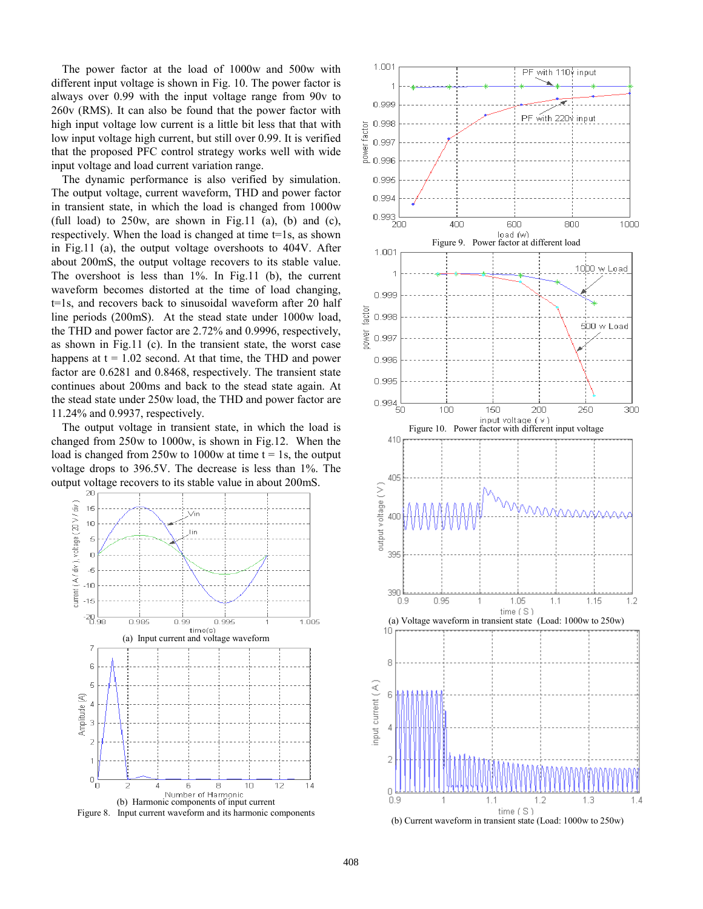The power factor at the load of 1000w and 500w with different input voltage is shown in Fig. 10. The power factor is always over 0.99 with the input voltage range from 90v to 260v (RMS). It can also be found that the power factor with high input voltage low current is a little bit less that that with low input voltage high current, but still over 0.99. It is verified that the proposed PFC control strategy works well with wide input voltage and load current variation range.

The dynamic performance is also verified by simulation. The output voltage, current waveform, THD and power factor in transient state, in which the load is changed from 1000w (full load) to 250w, are shown in Fig.11 (a), (b) and (c), respectively. When the load is changed at time t=1s, as shown in Fig.11 (a), the output voltage overshoots to 404V. After about 200mS, the output voltage recovers to its stable value. The overshoot is less than 1%. In Fig.11 (b), the current waveform becomes distorted at the time of load changing, t=1s, and recovers back to sinusoidal waveform after 20 half line periods (200mS). At the stead state under 1000w load, the THD and power factor are 2.72% and 0.9996, respectively, as shown in Fig.11 (c). In the transient state, the worst case happens at t = 1.02 second. At that time, the THD and power factor are 0.6281 and 0.8468, respectively. The transient state continues about 200ms and back to the stead state again. At the stead state under 250w load, the THD and power factor are 11.24% and 0.9937, respectively.

The output voltage in transient state, in which the load is changed from 250w to 1000w, is shown in Fig.12. When the load is changed from 250w to 1000w at time t = 1s, the output voltage drops to 396.5V. The decrease is less than 1%. The output voltage recovers to its stable value in about 200mS.

(a) Input current and voltage waveform

(b) Harmonic components of input current

Figure 8. Input current waveform and its harmonic components

Figure 9. Power factor at different load

Figure 10. Power factor with different input voltage

(a) Voltage waveform in transient state (Load: 1000w to 250w)

(b) Current waveform in transient state (Load: 1000w to 250w)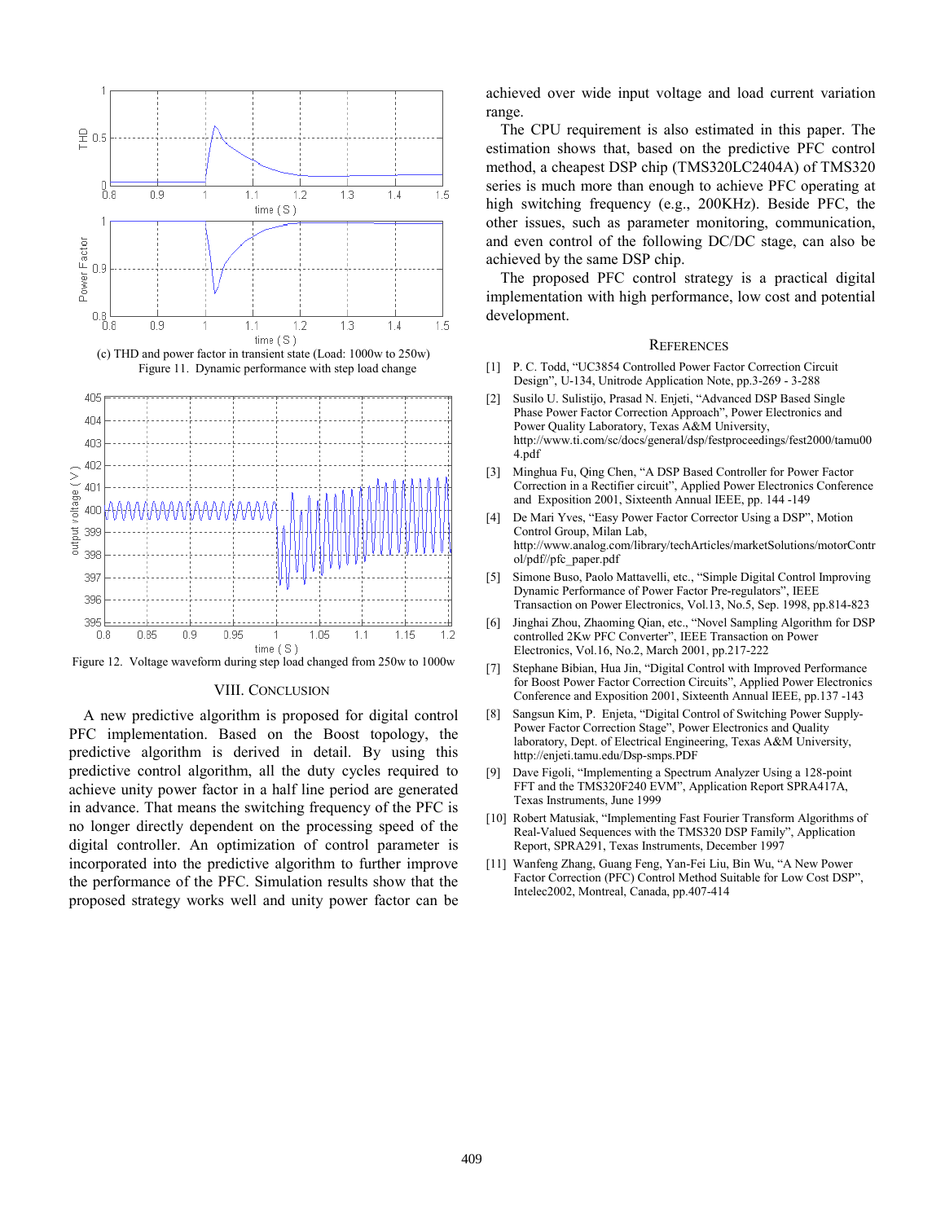THD

1

0.5

0

0.8 0.9 1 1.1 1.2 1.3 1.4 1.5

time ( S )

Power Factor

1

0.9

0.8

0.8 0.9 1 1.1 1.2 1.3 1.4 1.5

time ( S )

(c) THD and power factor in transient state (Load: 1000w to 250w)

Figure 11. Dynamic performance with step load change

output voltage ( V )

405

404

403

402

401

400

399

398

397

396

395

0.8 0.85 0.9 0.95 1 1.05 1.1 1.15 1.2

time ( S )

Figure 12. Voltage waveform during step load changed from 250w to 1000w

## VIII. Conclusion

A new predictive algorithm is proposed for digital control PFC implementation. Based on the Boost topology, the predictive algorithm is derived in detail. By using this predictive control algorithm, all the duty cycles required to achieve unity power factor in a half line period are generated in advance. That means the switching frequency of the PFC is no longer directly dependent on the processing speed of the digital controller. An optimization of control parameter is incorporated into the predictive algorithm to further improve the performance of the PFC. Simulation results show that the proposed strategy works well and unity power factor can be achieved over wide input voltage and load current variation range.

The CPU requirement is also estimated in this paper. The estimation shows that, based on the predictive PFC control method, a cheapest DSP chip (TMS320LC2404A) of TMS320 series is much more than enough to achieve PFC operating at high switching frequency (e.g., 200KHz). Beside PFC, the other issues, such as parameter monitoring, communication, and even control of the following DC/DC stage, can also be achieved by the same DSP chip.

The proposed PFC control strategy is a practical digital implementation with high performance, low cost and potential development.

## References

[1] P. C. Todd, "UC3854 Controlled Power Factor Correction Circuit Design", U-134, Unitrode Application Note, pp.3-269 - 3-288

[2] Susilo U. Sulistijo, Prasad N. Enjeti, "Advanced DSP Based Single Phase Power Factor Correction Approach", Power Electronics and Power Quality Laboratory, Texas A&M University, http://www.ti.com/sc/docs/general/dsp/festproceedings/fest2000/tamu004.pdf

[3] Minghua Fu, Qing Chen, "A DSP Based Controller for Power Factor Correction in a Rectifier circuit", Applied Power Electronics Conference and Exposition 2001, Sixteenth Annual IEEE, pp. 144 -149

[4] De Mari Yves, "Easy Power Factor Corrector Using a DSP", Motion Control Group, Milan Lab, http://www.analog.com/library/techArticles/marketSolutions/motorControl/pdf//pfc_paper.pdf

[5] Simone Buso, Paolo Mattavelli, etc., "Simple Digital Control Improving Dynamic Performance of Power Factor Pre-regulators", IEEE Transaction on Power Electronics, Vol.13, No.5, Sep. 1998, pp.814-823

[6] Jinghai Zhou, Zhaoming Qian, etc., "Novel Sampling Algorithm for DSP controlled 2Kw PFC Converter", IEEE Transaction on Power Electronics, Vol.16, No.2, March 2001, pp.217-222

[7] Stephane Bibian, Hua Jin, "Digital Control with Improved Performance for Boost Power Factor Correction Circuits", Applied Power Electronics Conference and Exposition 2001, Sixteenth Annual IEEE, pp.137 -143

[8] Sangsun Kim, P. Enjeta, "Digital Control of Switching Power Supply-Power Factor Correction Stage", Power Electronics and Quality laboratory, Dept. of Electrical Engineering, Texas A&M University, http://enjeti.tamu.edu/Dsp-smps.PDF

[9] Dave Figoli, "Implementing a Spectrum Analyzer Using a 128-point FFT and the TMS320F240 EVM", Application Report SPRA417A, Texas Instruments, June 1999

[10] Robert Matusiak, "Implementing Fast Fourier Transform Algorithms of Real-Valued Sequences with the TMS320 DSP Family", Application Report, SPRA291, Texas Instruments, December 1997

[11] Wanfeng Zhang, Guang Feng, Yan-Fei Liu, Bin Wu, "A New Power Factor Correction (PFC) Control Method Suitable for Low Cost DSP", Intelec2002, Montreal, Canada, pp.407-414